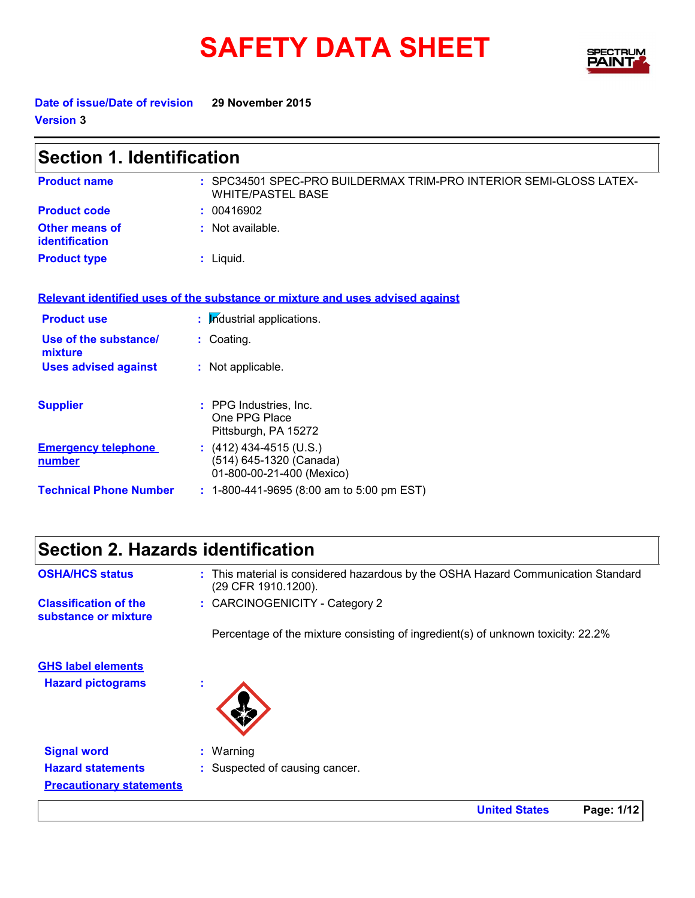# SAFETY DATA SHEET

**Date of issue/Date of revision** 29 November 2015

**Version** 3

## Section 1. Identification

| | |
|---|---|
| **Product name** | : SPC34501 SPEC-PRO BUILDERMAX TRIM-PRO INTERIOR SEMI-GLOSS LATEX-WHITE/PASTEL BASE |
| **Product code** | : 00416902 |
| **Other means of identification** | : Not available. |
| **Product type** | : Liquid. |

**Relevant identified uses of the substance or mixture and uses advised against**

| | |
|---|---|
| **Product use** | : Industrial applications. |
| **Use of the substance/mixture** | : Coating. |
| **Uses advised against** | : Not applicable. |

| | |
|---|---|
| **Supplier** | : PPG Industries, Inc.<br>One PPG Place<br>Pittsburgh, PA 15272 |
| **Emergency telephone number** | : (412) 434-4515 (U.S.)<br>(514) 645-1320 (Canada)<br>01-800-00-21-400 (Mexico) |
| **Technical Phone Number** | : 1-800-441-9695 (8:00 am to 5:00 pm EST) |

## Section 2. Hazards identification

| | |
|---|---|
| **OSHA/HCS status** | : This material is considered hazardous by the OSHA Hazard Communication Standard (29 CFR 1910.1200). |
| **Classification of the substance or mixture** | : CARCINOGENICITY - Category 2 |

Percentage of the mixture consisting of ingredient(s) of unknown toxicity: 22.2%

**GHS label elements**

**Hazard pictograms** :

| | |
|---|---|
| **Signal word** | : Warning |
| **Hazard statements** | : Suspected of causing cancer. |

**Precautionary statements**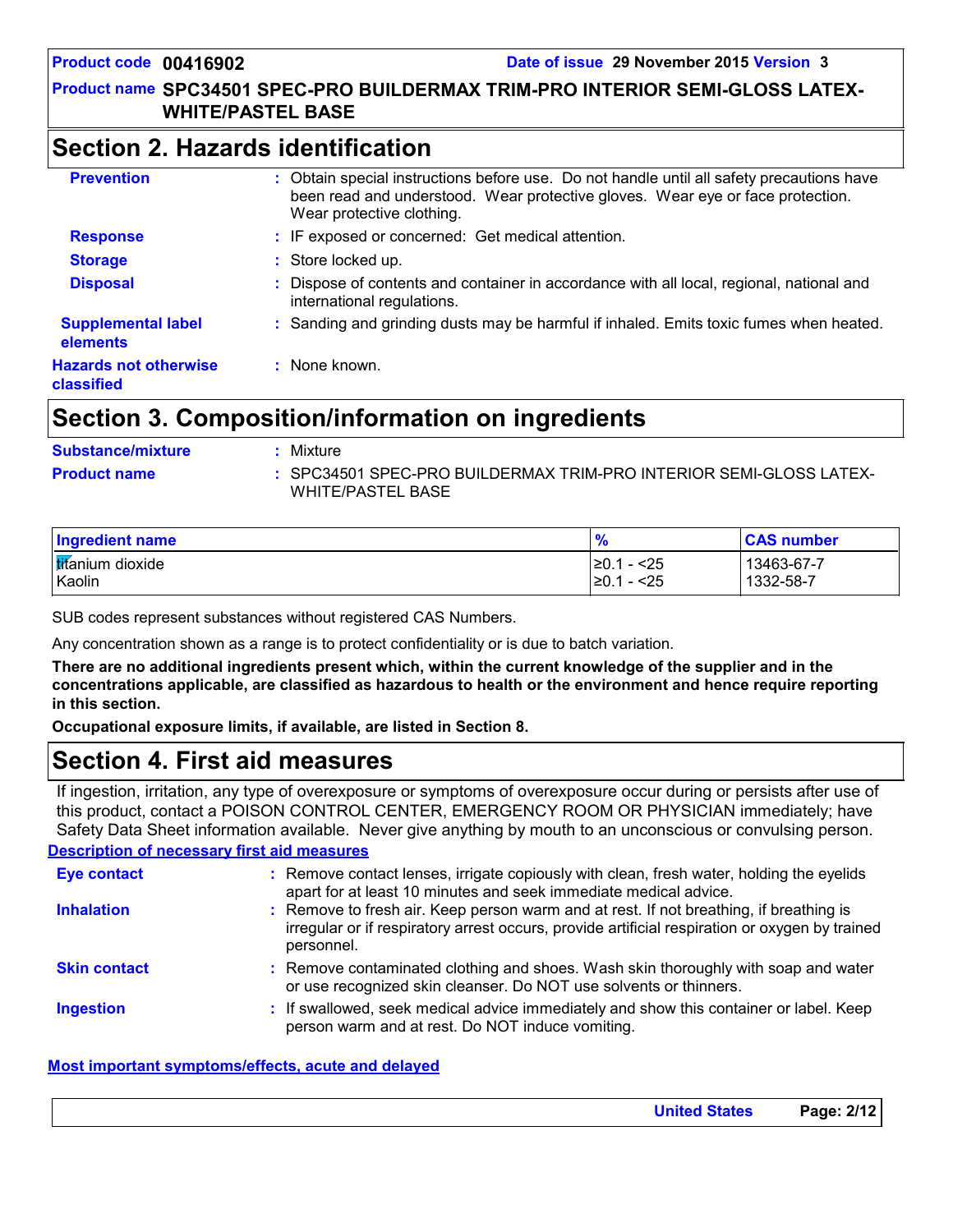**Product code** 00416902 **Date of issue** 29 November 2015 **Version** 3

**Product name** SPC34501 SPEC-PRO BUILDERMAX TRIM-PRO INTERIOR SEMI-GLOSS LATEX-WHITE/PASTEL BASE

## Section 2. Hazards identification

**Prevention** : Obtain special instructions before use. Do not handle until all safety precautions have been read and understood. Wear protective gloves. Wear eye or face protection. Wear protective clothing.

**Response** : IF exposed or concerned: Get medical attention.

**Storage** : Store locked up.

**Disposal** : Dispose of contents and container in accordance with all local, regional, national and international regulations.

**Supplemental label elements** : Sanding and grinding dusts may be harmful if inhaled. Emits toxic fumes when heated.

**Hazards not otherwise classified** : None known.

## Section 3. Composition/information on ingredients

**Substance/mixture** : Mixture

**Product name** : SPC34501 SPEC-PRO BUILDERMAX TRIM-PRO INTERIOR SEMI-GLOSS LATEX-WHITE/PASTEL BASE

| Ingredient name | % | CAS number |
|---|---|---|
| titanium dioxide | ≥0.1 - <25 | 13463-67-7 |
| Kaolin | ≥0.1 - <25 | 1332-58-7 |

SUB codes represent substances without registered CAS Numbers.

Any concentration shown as a range is to protect confidentiality or is due to batch variation.

**There are no additional ingredients present which, within the current knowledge of the supplier and in the concentrations applicable, are classified as hazardous to health or the environment and hence require reporting in this section.**

**Occupational exposure limits, if available, are listed in Section 8.**

## Section 4. First aid measures

If ingestion, irritation, any type of overexposure or symptoms of overexposure occur during or persists after use of this product, contact a POISON CONTROL CENTER, EMERGENCY ROOM OR PHYSICIAN immediately; have Safety Data Sheet information available. Never give anything by mouth to an unconscious or convulsing person.

**Description of necessary first aid measures**

**Eye contact** : Remove contact lenses, irrigate copiously with clean, fresh water, holding the eyelids apart for at least 10 minutes and seek immediate medical advice.

**Inhalation** : Remove to fresh air. Keep person warm and at rest. If not breathing, if breathing is irregular or if respiratory arrest occurs, provide artificial respiration or oxygen by trained personnel.

**Skin contact** : Remove contaminated clothing and shoes. Wash skin thoroughly with soap and water or use recognized skin cleanser. Do NOT use solvents or thinners.

**Ingestion** : If swallowed, seek medical advice immediately and show this container or label. Keep person warm and at rest. Do NOT induce vomiting.

**Most important symptoms/effects, acute and delayed**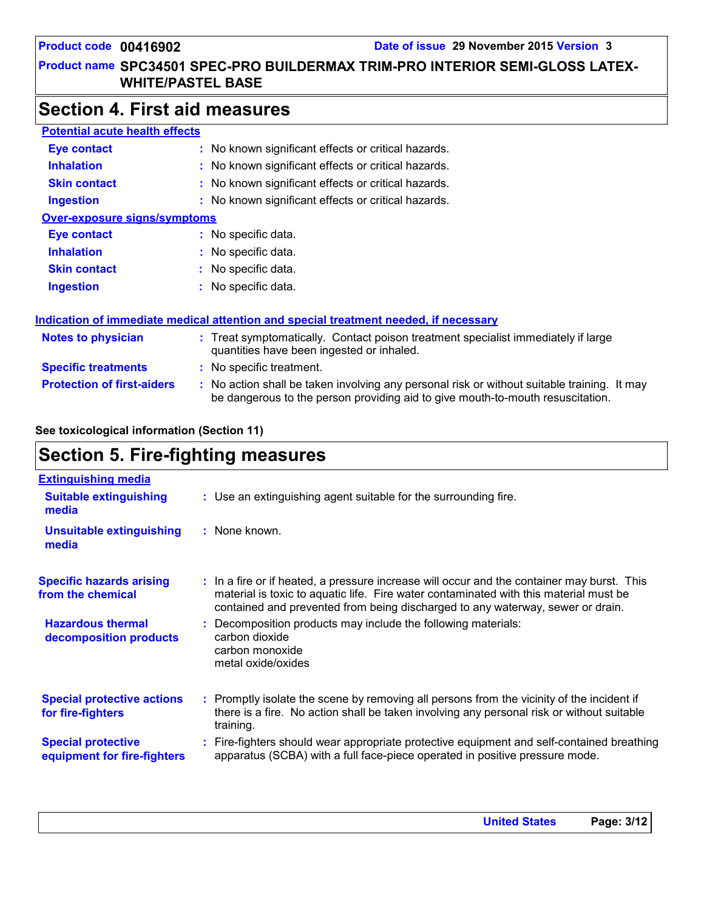## Section 4. First aid measures

**Potential acute health effects**

**Eye contact** : No known significant effects or critical hazards.
**Inhalation** : No known significant effects or critical hazards.
**Skin contact** : No known significant effects or critical hazards.
**Ingestion** : No known significant effects or critical hazards.

**Over-exposure signs/symptoms**

**Eye contact** : No specific data.
**Inhalation** : No specific data.
**Skin contact** : No specific data.
**Ingestion** : No specific data.

**Indication of immediate medical attention and special treatment needed, if necessary**

**Notes to physician** : Treat symptomatically. Contact poison treatment specialist immediately if large quantities have been ingested or inhaled.
**Specific treatments** : No specific treatment.
**Protection of first-aiders** : No action shall be taken involving any personal risk or without suitable training. It may be dangerous to the person providing aid to give mouth-to-mouth resuscitation.

**See toxicological information (Section 11)**

## Section 5. Fire-fighting measures

**Extinguishing media**

**Suitable extinguishing media** : Use an extinguishing agent suitable for the surrounding fire.
**Unsuitable extinguishing media** : None known.

**Specific hazards arising from the chemical** : In a fire or if heated, a pressure increase will occur and the container may burst. This material is toxic to aquatic life. Fire water contaminated with this material must be contained and prevented from being discharged to any waterway, sewer or drain.

**Hazardous thermal decomposition products** : Decomposition products may include the following materials:
carbon dioxide
carbon monoxide
metal oxide/oxides

**Special protective actions for fire-fighters** : Promptly isolate the scene by removing all persons from the vicinity of the incident if there is a fire. No action shall be taken involving any personal risk or without suitable training.

**Special protective equipment for fire-fighters** : Fire-fighters should wear appropriate protective equipment and self-contained breathing apparatus (SCBA) with a full face-piece operated in positive pressure mode.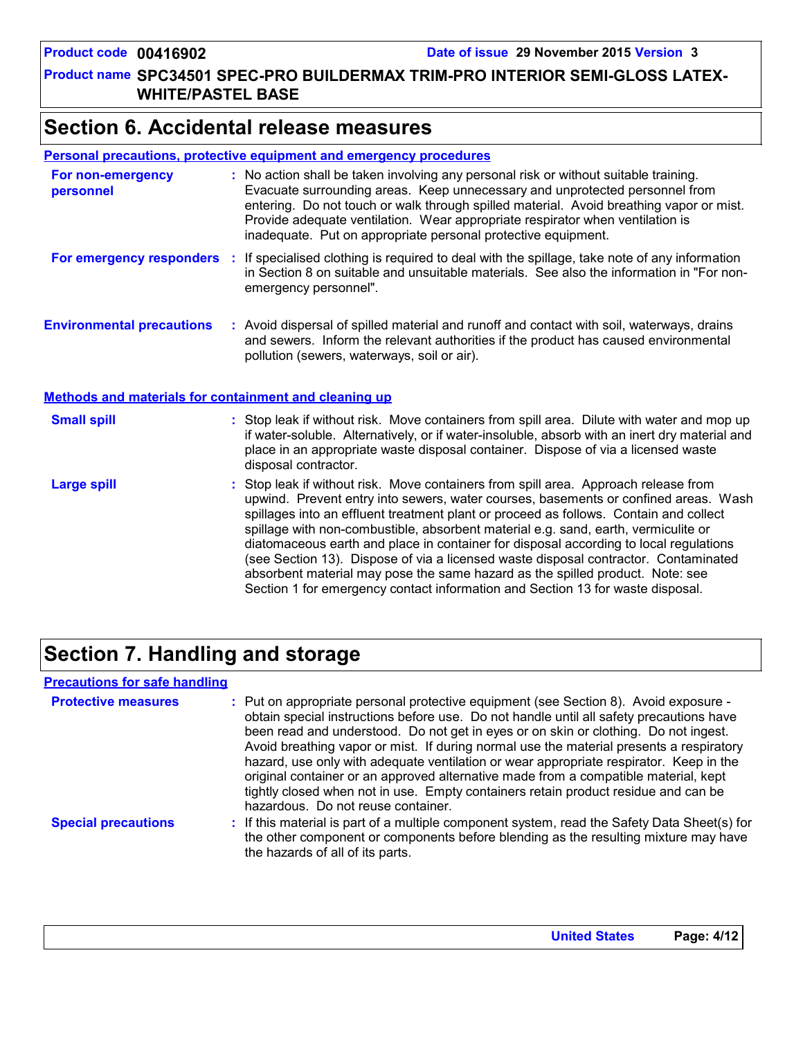## Section 6. Accidental release measures

### Personal precautions, protective equipment and emergency procedures

**For non-emergency personnel** : No action shall be taken involving any personal risk or without suitable training. Evacuate surrounding areas. Keep unnecessary and unprotected personnel from entering. Do not touch or walk through spilled material. Avoid breathing vapor or mist. Provide adequate ventilation. Wear appropriate respirator when ventilation is inadequate. Put on appropriate personal protective equipment.

**For emergency responders** : If specialised clothing is required to deal with the spillage, take note of any information in Section 8 on suitable and unsuitable materials. See also the information in "For non-emergency personnel".

**Environmental precautions** : Avoid dispersal of spilled material and runoff and contact with soil, waterways, drains and sewers. Inform the relevant authorities if the product has caused environmental pollution (sewers, waterways, soil or air).

### Methods and materials for containment and cleaning up

**Small spill** : Stop leak if without risk. Move containers from spill area. Dilute with water and mop up if water-soluble. Alternatively, or if water-insoluble, absorb with an inert dry material and place in an appropriate waste disposal container. Dispose of via a licensed waste disposal contractor.

**Large spill** : Stop leak if without risk. Move containers from spill area. Approach release from upwind. Prevent entry into sewers, water courses, basements or confined areas. Wash spillages into an effluent treatment plant or proceed as follows. Contain and collect spillage with non-combustible, absorbent material e.g. sand, earth, vermiculite or diatomaceous earth and place in container for disposal according to local regulations (see Section 13). Dispose of via a licensed waste disposal contractor. Contaminated absorbent material may pose the same hazard as the spilled product. Note: see Section 1 for emergency contact information and Section 13 for waste disposal.

## Section 7. Handling and storage

### Precautions for safe handling

**Protective measures** : Put on appropriate personal protective equipment (see Section 8). Avoid exposure - obtain special instructions before use. Do not handle until all safety precautions have been read and understood. Do not get in eyes or on skin or clothing. Do not ingest. Avoid breathing vapor or mist. If during normal use the material presents a respiratory hazard, use only with adequate ventilation or wear appropriate respirator. Keep in the original container or an approved alternative made from a compatible material, kept tightly closed when not in use. Empty containers retain product residue and can be hazardous. Do not reuse container.

**Special precautions** : If this material is part of a multiple component system, read the Safety Data Sheet(s) for the other component or components before blending as the resulting mixture may have the hazards of all of its parts.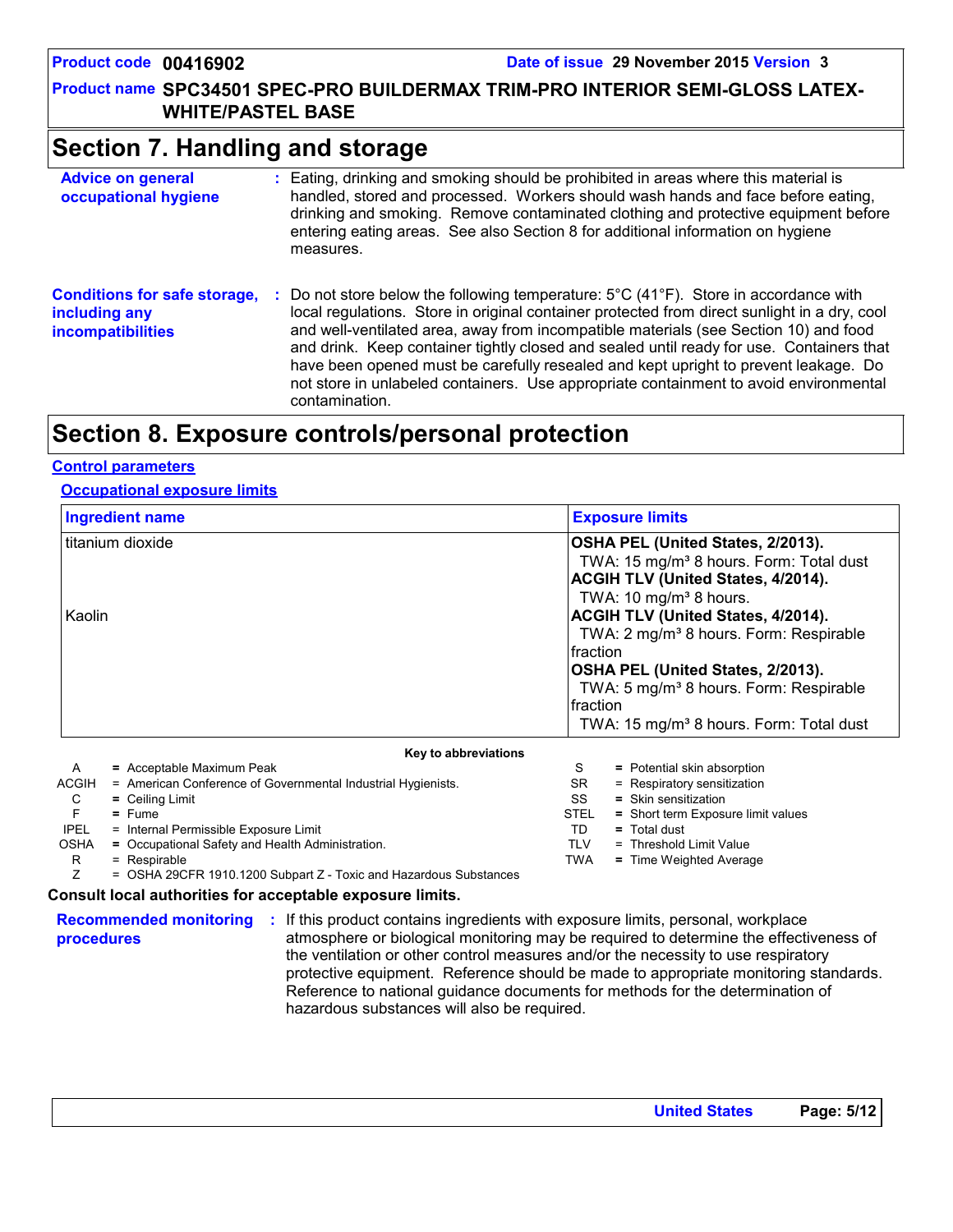## Section 7. Handling and storage

**Advice on general occupational hygiene** : Eating, drinking and smoking should be prohibited in areas where this material is handled, stored and processed. Workers should wash hands and face before eating, drinking and smoking. Remove contaminated clothing and protective equipment before entering eating areas. See also Section 8 for additional information on hygiene measures.

**Conditions for safe storage, including any incompatibilities** : Do not store below the following temperature: 5°C (41°F). Store in accordance with local regulations. Store in original container protected from direct sunlight in a dry, cool and well-ventilated area, away from incompatible materials (see Section 10) and food and drink. Keep container tightly closed and sealed until ready for use. Containers that have been opened must be carefully resealed and kept upright to prevent leakage. Do not store in unlabeled containers. Use appropriate containment to avoid environmental contamination.

## Section 8. Exposure controls/personal protection

### Control parameters

#### Occupational exposure limits

| Ingredient name | Exposure limits |
|---|---|
| titanium dioxide | **OSHA PEL (United States, 2/2013).**<br>TWA: 15 mg/m³ 8 hours. Form: Total dust<br>**ACGIH TLV (United States, 4/2014).**<br>TWA: 10 mg/m³ 8 hours. |
| Kaolin | **ACGIH TLV (United States, 4/2014).**<br>TWA: 2 mg/m³ 8 hours. Form: Respirable fraction<br>**OSHA PEL (United States, 2/2013).**<br>TWA: 5 mg/m³ 8 hours. Form: Respirable fraction<br>TWA: 15 mg/m³ 8 hours. Form: Total dust |

**Key to abbreviations**

| | | | |
|---|---|---|---|
| A | = Acceptable Maximum Peak | S | = Potential skin absorption |
| ACGIH | = American Conference of Governmental Industrial Hygienists. | SR | = Respiratory sensitization |
| C | = Ceiling Limit | SS | = Skin sensitization |
| F | = Fume | STEL | = Short term Exposure limit values |
| IPEL | = Internal Permissible Exposure Limit | TD | = Total dust |
| OSHA | = Occupational Safety and Health Administration. | TLV | = Threshold Limit Value |
| R | = Respirable | TWA | = Time Weighted Average |
| Z | = OSHA 29CFR 1910.1200 Subpart Z - Toxic and Hazardous Substances | | |

**Consult local authorities for acceptable exposure limits.**

**Recommended monitoring procedures** : If this product contains ingredients with exposure limits, personal, workplace atmosphere or biological monitoring may be required to determine the effectiveness of the ventilation or other control measures and/or the necessity to use respiratory protective equipment. Reference should be made to appropriate monitoring standards. Reference to national guidance documents for methods for the determination of hazardous substances will also be required.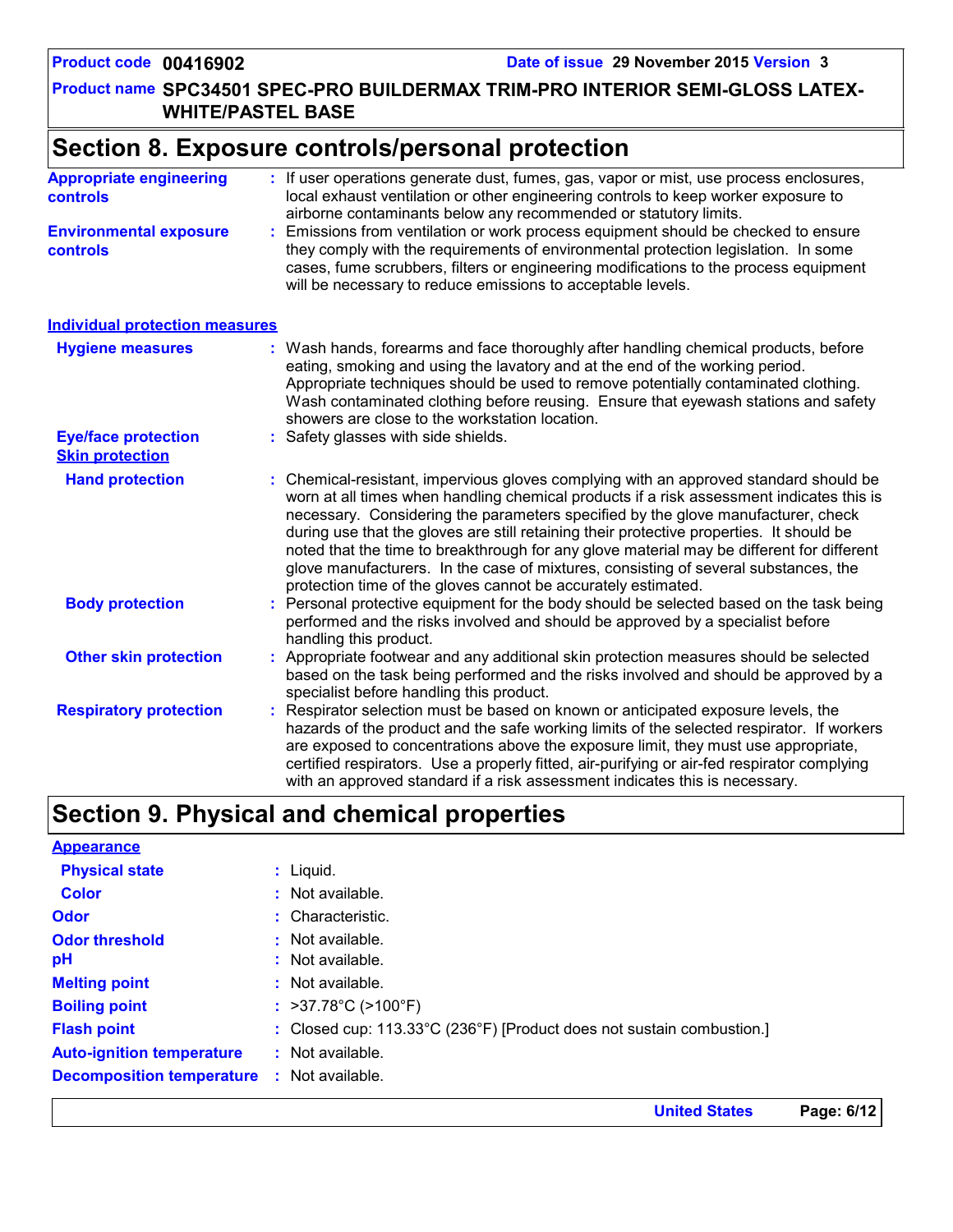## Section 8. Exposure controls/personal protection

**Appropriate engineering controls** : If user operations generate dust, fumes, gas, vapor or mist, use process enclosures, local exhaust ventilation or other engineering controls to keep worker exposure to airborne contaminants below any recommended or statutory limits.

**Environmental exposure controls** : Emissions from ventilation or work process equipment should be checked to ensure they comply with the requirements of environmental protection legislation. In some cases, fume scrubbers, filters or engineering modifications to the process equipment will be necessary to reduce emissions to acceptable levels.

### Individual protection measures

**Hygiene measures** : Wash hands, forearms and face thoroughly after handling chemical products, before eating, smoking and using the lavatory and at the end of the working period. Appropriate techniques should be used to remove potentially contaminated clothing. Wash contaminated clothing before reusing. Ensure that eyewash stations and safety showers are close to the workstation location.

**Eye/face protection** : Safety glasses with side shields.

**Skin protection**

**Hand protection** : Chemical-resistant, impervious gloves complying with an approved standard should be worn at all times when handling chemical products if a risk assessment indicates this is necessary. Considering the parameters specified by the glove manufacturer, check during use that the gloves are still retaining their protective properties. It should be noted that the time to breakthrough for any glove material may be different for different glove manufacturers. In the case of mixtures, consisting of several substances, the protection time of the gloves cannot be accurately estimated.

**Body protection** : Personal protective equipment for the body should be selected based on the task being performed and the risks involved and should be approved by a specialist before handling this product.

**Other skin protection** : Appropriate footwear and any additional skin protection measures should be selected based on the task being performed and the risks involved and should be approved by a specialist before handling this product.

**Respiratory protection** : Respirator selection must be based on known or anticipated exposure levels, the hazards of the product and the safe working limits of the selected respirator. If workers are exposed to concentrations above the exposure limit, they must use appropriate, certified respirators. Use a properly fitted, air-purifying or air-fed respirator complying with an approved standard if a risk assessment indicates this is necessary.

## Section 9. Physical and chemical properties

### Appearance

**Physical state** : Liquid.

**Color** : Not available.

**Odor** : Characteristic.

**Odor threshold** : Not available.

**pH** : Not available.

**Melting point** : Not available.

**Boiling point** : >37.78°C (>100°F)

**Flash point** : Closed cup: 113.33°C (236°F) [Product does not sustain combustion.]

**Auto-ignition temperature** : Not available.

**Decomposition temperature** : Not available.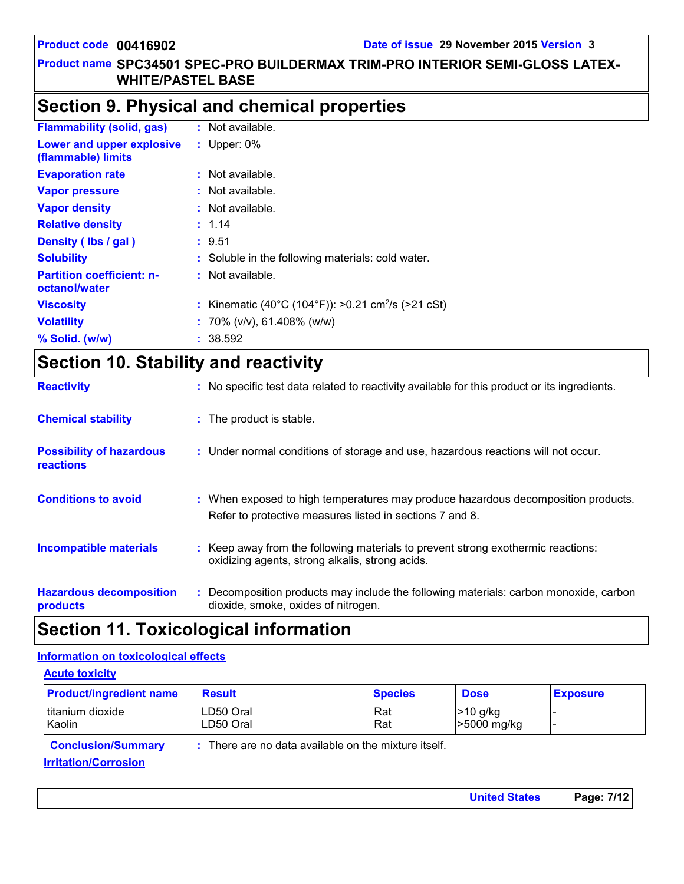## Section 9. Physical and chemical properties

**Flammability (solid, gas)** : Not available.

**Lower and upper explosive (flammable) limits** : Upper: 0%

**Evaporation rate** : Not available.

**Vapor pressure** : Not available.

**Vapor density** : Not available.

**Relative density** : 1.14

**Density ( lbs / gal )** : 9.51

**Solubility** : Soluble in the following materials: cold water.

**Partition coefficient: n-octanol/water** : Not available.

**Viscosity** : Kinematic (40°C (104°F)): >0.21 $cm^2/s$ (>21 cSt)

**Volatility** : 70% (v/v), 61.408% (w/w)

**% Solid. (w/w)** : 38.592

## Section 10. Stability and reactivity

**Reactivity** : No specific test data related to reactivity available for this product or its ingredients.

**Chemical stability** : The product is stable.

**Possibility of hazardous reactions** : Under normal conditions of storage and use, hazardous reactions will not occur.

**Conditions to avoid** : When exposed to high temperatures may produce hazardous decomposition products. Refer to protective measures listed in sections 7 and 8.

**Incompatible materials** : Keep away from the following materials to prevent strong exothermic reactions: oxidizing agents, strong alkalis, strong acids.

**Hazardous decomposition products** : Decomposition products may include the following materials: carbon monoxide, carbon dioxide, smoke, oxides of nitrogen.

## Section 11. Toxicological information

### Information on toxicological effects

#### Acute toxicity

| Product/ingredient name | Result | Species | Dose | Exposure |
|---|---|---|---|---|
| titanium dioxide | LD50 Oral | Rat | >10 g/kg | - |
| Kaolin | LD50 Oral | Rat | >5000 mg/kg | - |

**Conclusion/Summary** : There are no data available on the mixture itself.

#### Irritation/Corrosion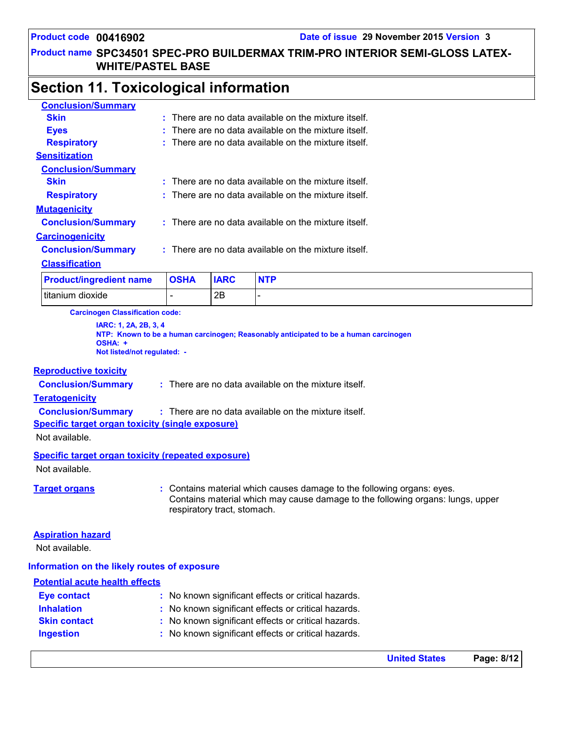## Section 11. Toxicological information

**Conclusion/Summary**

**Skin** : There are no data available on the mixture itself.

**Eyes** : There are no data available on the mixture itself.

**Respiratory** : There are no data available on the mixture itself.

**Sensitization**

**Conclusion/Summary**

**Skin** : There are no data available on the mixture itself.

**Respiratory** : There are no data available on the mixture itself.

**Mutagenicity**

**Conclusion/Summary** : There are no data available on the mixture itself.

**Carcinogenicity**

**Conclusion/Summary** : There are no data available on the mixture itself.

**Classification**

| Product/ingredient name | OSHA | IARC | NTP |
|---|---|---|---|
| titanium dioxide | - | 2B | - |

**Carcinogen Classification code:**

**IARC: 1, 2A, 2B, 3, 4**
**NTP: Known to be a human carcinogen; Reasonably anticipated to be a human carcinogen**
**OSHA: +**
**Not listed/not regulated: -**

**Reproductive toxicity**

**Conclusion/Summary** : There are no data available on the mixture itself.

**Teratogenicity**

**Conclusion/Summary** : There are no data available on the mixture itself.

**Specific target organ toxicity (single exposure)**

Not available.

**Specific target organ toxicity (repeated exposure)**

Not available.

**Target organs** : Contains material which causes damage to the following organs: eyes.
Contains material which may cause damage to the following organs: lungs, upper respiratory tract, stomach.

**Aspiration hazard**

Not available.

**Information on the likely routes of exposure**

**Potential acute health effects**

**Eye contact** : No known significant effects or critical hazards.

**Inhalation** : No known significant effects or critical hazards.

**Skin contact** : No known significant effects or critical hazards.

**Ingestion** : No known significant effects or critical hazards.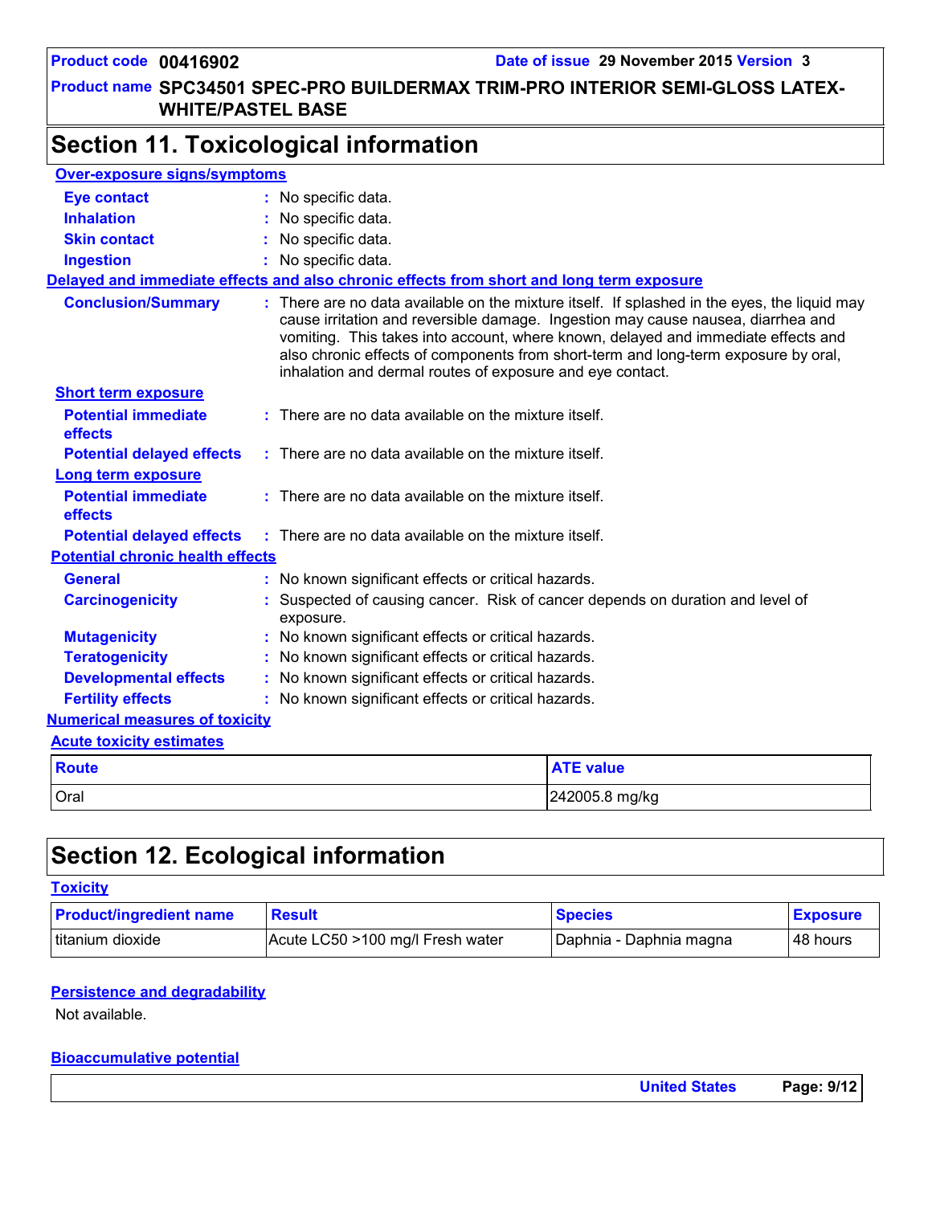## Section 11. Toxicological information

**Over-exposure signs/symptoms**

**Eye contact** : No specific data.

**Inhalation** : No specific data.

**Skin contact** : No specific data.

**Ingestion** : No specific data.

**Delayed and immediate effects and also chronic effects from short and long term exposure**

**Conclusion/Summary** : There are no data available on the mixture itself. If splashed in the eyes, the liquid may cause irritation and reversible damage. Ingestion may cause nausea, diarrhea and vomiting. This takes into account, where known, delayed and immediate effects and also chronic effects of components from short-term and long-term exposure by oral, inhalation and dermal routes of exposure and eye contact.

**Short term exposure**

**Potential immediate effects** : There are no data available on the mixture itself.

**Potential delayed effects** : There are no data available on the mixture itself.

**Long term exposure**

**Potential immediate effects** : There are no data available on the mixture itself.

**Potential delayed effects** : There are no data available on the mixture itself.

**Potential chronic health effects**

**General** : No known significant effects or critical hazards.

**Carcinogenicity** : Suspected of causing cancer. Risk of cancer depends on duration and level of exposure.

**Mutagenicity** : No known significant effects or critical hazards.

**Teratogenicity** : No known significant effects or critical hazards.

**Developmental effects** : No known significant effects or critical hazards.

**Fertility effects** : No known significant effects or critical hazards.

**Numerical measures of toxicity**

**Acute toxicity estimates**

| Route | ATE value |
|---|---|
| Oral | 242005.8 mg/kg |

## Section 12. Ecological information

**Toxicity**

| Product/ingredient name | Result | Species | Exposure |
|---|---|---|---|
| titanium dioxide | Acute LC50 >100 mg/l Fresh water | Daphnia - Daphnia magna | 48 hours |

**Persistence and degradability**

Not available.

**Bioaccumulative potential**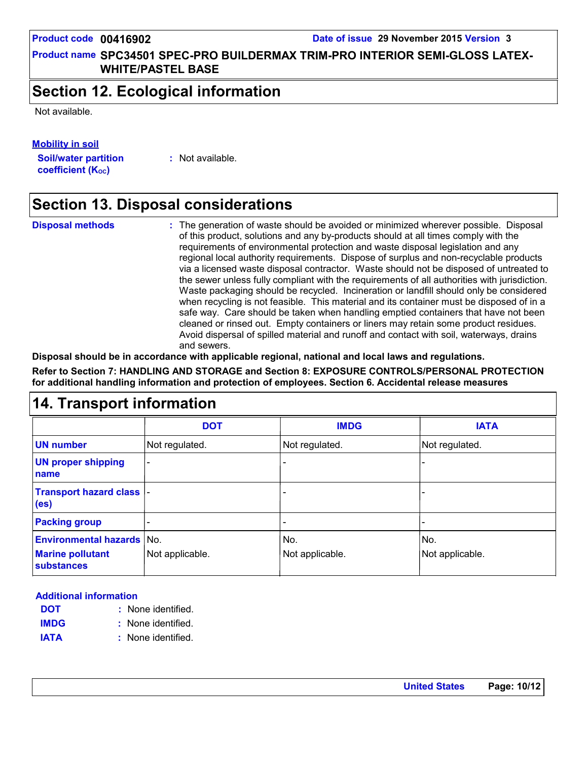**Product code** 00416902 **Date of issue** 29 November 2015 **Version** 3

**Product name** SPC34501 SPEC-PRO BUILDERMAX TRIM-PRO INTERIOR SEMI-GLOSS LATEX-WHITE/PASTEL BASE

## Section 12. Ecological information

Not available.

**Mobility in soil**

**Soil/water partition coefficient ($K_{OC}$)** : Not available.

## Section 13. Disposal considerations

**Disposal methods** : The generation of waste should be avoided or minimized wherever possible. Disposal of this product, solutions and any by-products should at all times comply with the requirements of environmental protection and waste disposal legislation and any regional local authority requirements. Dispose of surplus and non-recyclable products via a licensed waste disposal contractor. Waste should not be disposed of untreated to the sewer unless fully compliant with the requirements of all authorities with jurisdiction. Waste packaging should be recycled. Incineration or landfill should only be considered when recycling is not feasible. This material and its container must be disposed of in a safe way. Care should be taken when handling emptied containers that have not been cleaned or rinsed out. Empty containers or liners may retain some product residues. Avoid dispersal of spilled material and runoff and contact with soil, waterways, drains and sewers.

**Disposal should be in accordance with applicable regional, national and local laws and regulations.**

**Refer to Section 7: HANDLING AND STORAGE and Section 8: EXPOSURE CONTROLS/PERSONAL PROTECTION for additional handling information and protection of employees. Section 6. Accidental release measures**

## 14. Transport information

| | DOT | IMDG | IATA |
|---|---|---|---|
| **UN number** | Not regulated. | Not regulated. | Not regulated. |
| **UN proper shipping name** | - | - | - |
| **Transport hazard class (es)** | - | - | - |
| **Packing group** | - | - | - |
| **Environmental hazards** | No. | No. | No. |
| **Marine pollutant substances** | Not applicable. | Not applicable. | Not applicable. |

**Additional information**

**DOT** : None identified.

**IMDG** : None identified.

**IATA** : None identified.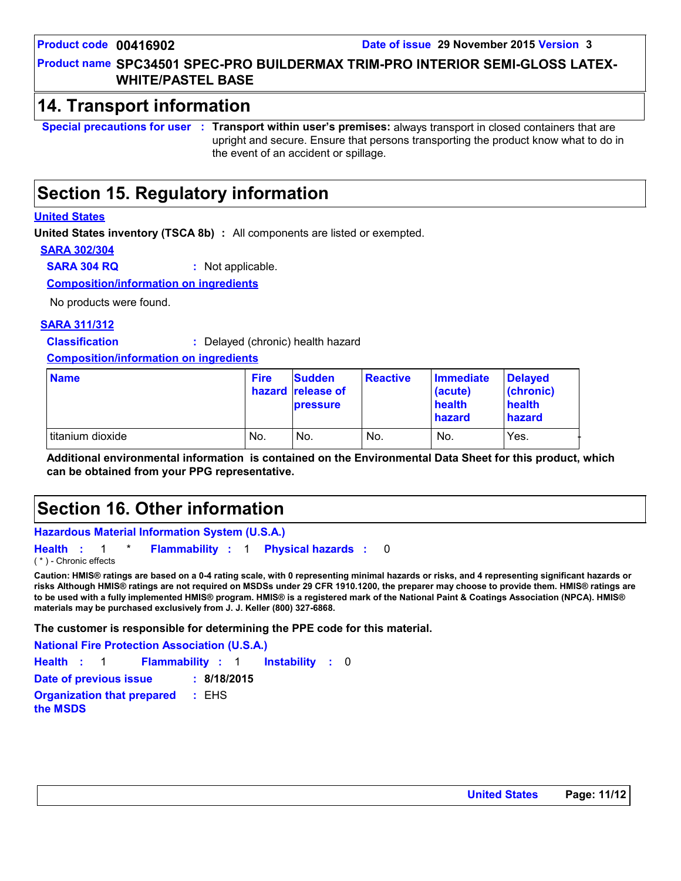## 14. Transport information

**Special precautions for user** : **Transport within user's premises:** always transport in closed containers that are upright and secure. Ensure that persons transporting the product know what to do in the event of an accident or spillage.

## Section 15. Regulatory information

### United States

**United States inventory (TSCA 8b)** : All components are listed or exempted.

#### SARA 302/304

**SARA 304 RQ** : Not applicable.

**Composition/information on ingredients**

No products were found.

#### SARA 311/312

**Classification** : Delayed (chronic) health hazard

**Composition/information on ingredients**

| Name | Fire hazard | Sudden release of pressure | Reactive | Immediate (acute) health hazard | Delayed (chronic) health hazard |
|---|---|---|---|---|---|
| titanium dioxide | No. | No. | No. | No. | Yes. |

**Additional environmental information is contained on the Environmental Data Sheet for this product, which can be obtained from your PPG representative.**

## Section 16. Other information

**Hazardous Material Information System (U.S.A.)**

**Health** : 1 * **Flammability** : 1 **Physical hazards** : 0

( * ) - Chronic effects

**Caution: HMIS® ratings are based on a 0-4 rating scale, with 0 representing minimal hazards or risks, and 4 representing significant hazards or risks Although HMIS® ratings are not required on MSDSs under 29 CFR 1910.1200, the preparer may choose to provide them. HMIS® ratings are to be used with a fully implemented HMIS® program. HMIS® is a registered mark of the National Paint & Coatings Association (NPCA). HMIS® materials may be purchased exclusively from J. J. Keller (800) 327-6868.**

**The customer is responsible for determining the PPE code for this material.**

**National Fire Protection Association (U.S.A.)**

**Health** : 1 **Flammability** : 1 **Instability** : 0

**Date of previous issue** : **8/18/2015**

**Organization that prepared the MSDS** : EHS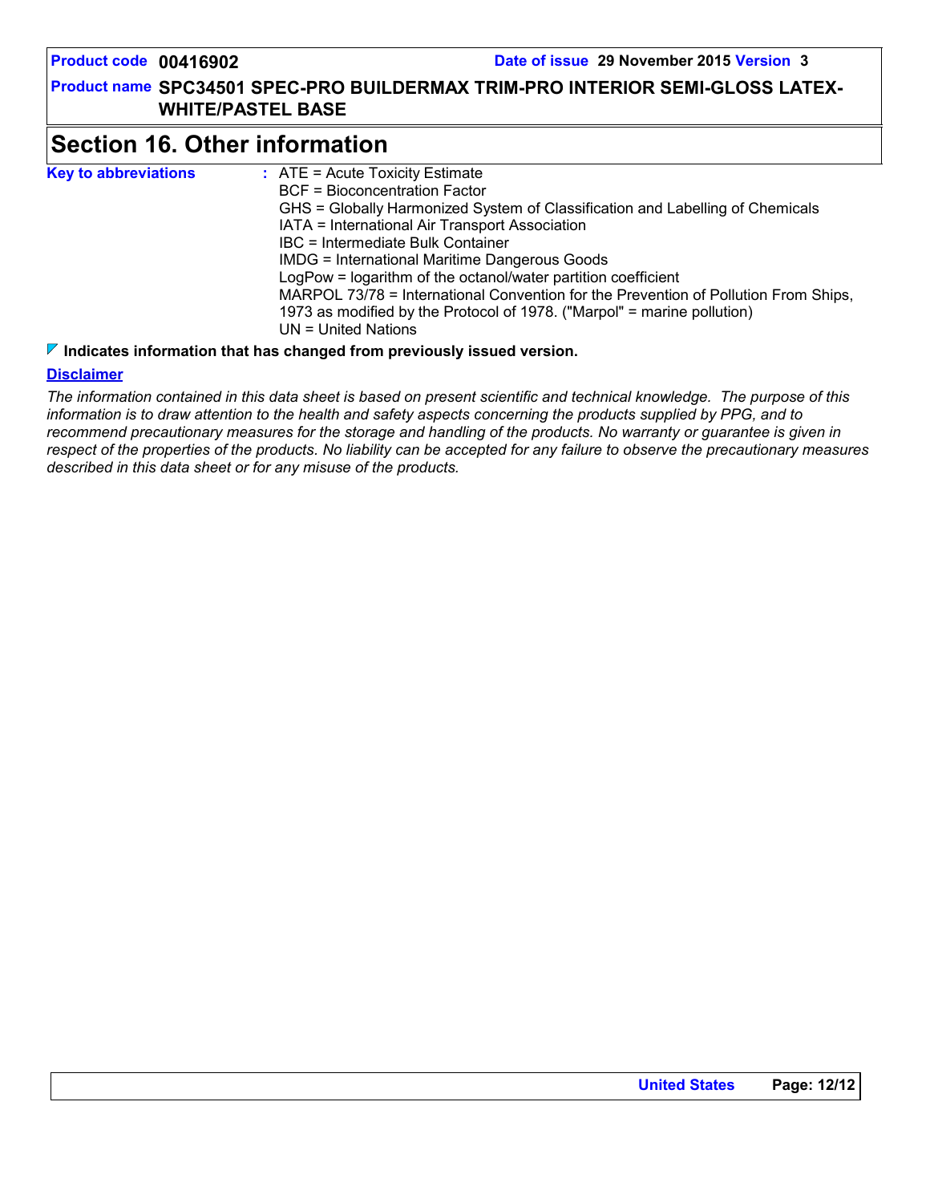## Section 16. Other information

**Key to abbreviations** : ATE = Acute Toxicity Estimate
BCF = Bioconcentration Factor
GHS = Globally Harmonized System of Classification and Labelling of Chemicals
IATA = International Air Transport Association
IBC = Intermediate Bulk Container
IMDG = International Maritime Dangerous Goods
LogPow = logarithm of the octanol/water partition coefficient
MARPOL 73/78 = International Convention for the Prevention of Pollution From Ships, 1973 as modified by the Protocol of 1978. ("Marpol" = marine pollution)
UN = United Nations

**Indicates information that has changed from previously issued version.**

**Disclaimer**

*The information contained in this data sheet is based on present scientific and technical knowledge. The purpose of this information is to draw attention to the health and safety aspects concerning the products supplied by PPG, and to recommend precautionary measures for the storage and handling of the products. No warranty or guarantee is given in respect of the properties of the products. No liability can be accepted for any failure to observe the precautionary measures described in this data sheet or for any misuse of the products.*